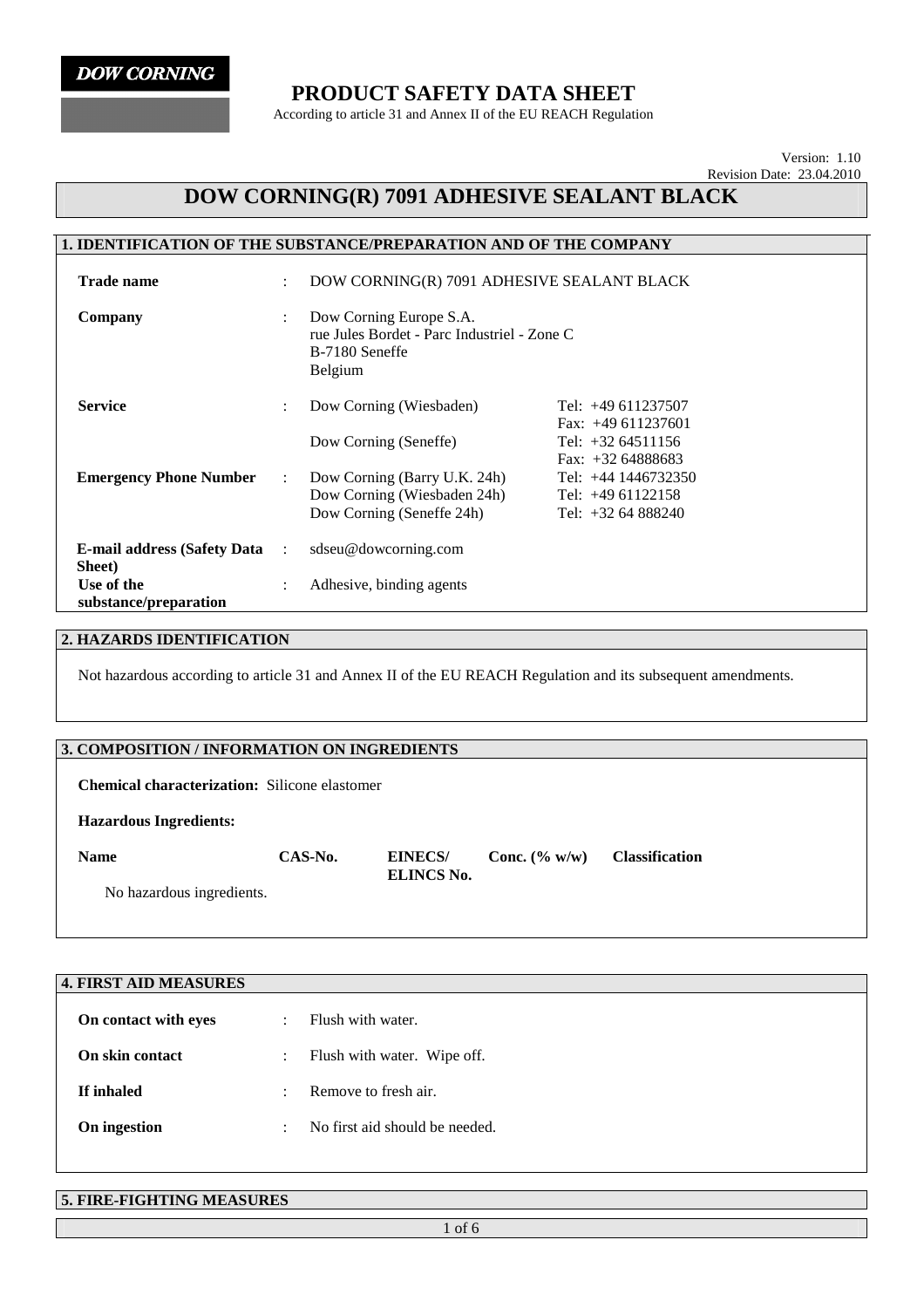DOW CORNING

# PRODUCT SAFETY DATA SHEET

According to article 31 and Annex II of the EU REACH Regulation

Version: 1.10
Revision Date: 23.04.2010

# DOW CORNING(R) 7091 ADHESIVE SEALANT BLACK

## 1. IDENTIFICATION OF THE SUBSTANCE/PREPARATION AND OF THE COMPANY

| | | | |
|---|---|---|---|
| **Trade name** | : | DOW CORNING(R) 7091 ADHESIVE SEALANT BLACK | |
| **Company** | : | Dow Corning Europe S.A.<br>rue Jules Bordet - Parc Industriel - Zone C<br>B-7180 Seneffe<br>Belgium | |
| **Service** | : | Dow Corning (Wiesbaden) | Tel: +49 611237507<br>Fax: +49 611237601 |
| | | Dow Corning (Seneffe) | Tel: +32 64511156<br>Fax: +32 64888683 |
| **Emergency Phone Number** | : | Dow Corning (Barry U.K. 24h) | Tel: +44 1446732350 |
| | | Dow Corning (Wiesbaden 24h) | Tel: +49 61122158 |
| | | Dow Corning (Seneffe 24h) | Tel: +32 64 888240 |
| **E-mail address (Safety Data Sheet)** | : | sdseu@dowcorning.com | |
| **Use of the substance/preparation** | : | Adhesive, binding agents | |

## 2. HAZARDS IDENTIFICATION

Not hazardous according to article 31 and Annex II of the EU REACH Regulation and its subsequent amendments.

## 3. COMPOSITION / INFORMATION ON INGREDIENTS

**Chemical characterization:** Silicone elastomer

**Hazardous Ingredients:**

| Name | CAS-No. | EINECS/ ELINCS No. | Conc. (% w/w) | Classification |
|---|---|---|---|---|
| No hazardous ingredients. | | | | |

## 4. FIRST AID MEASURES

| | | |
|---|---|---|
| **On contact with eyes** | : | Flush with water. |
| **On skin contact** | : | Flush with water. Wipe off. |
| **If inhaled** | : | Remove to fresh air. |
| **On ingestion** | : | No first aid should be needed. |

## 5. FIRE-FIGHTING MEASURES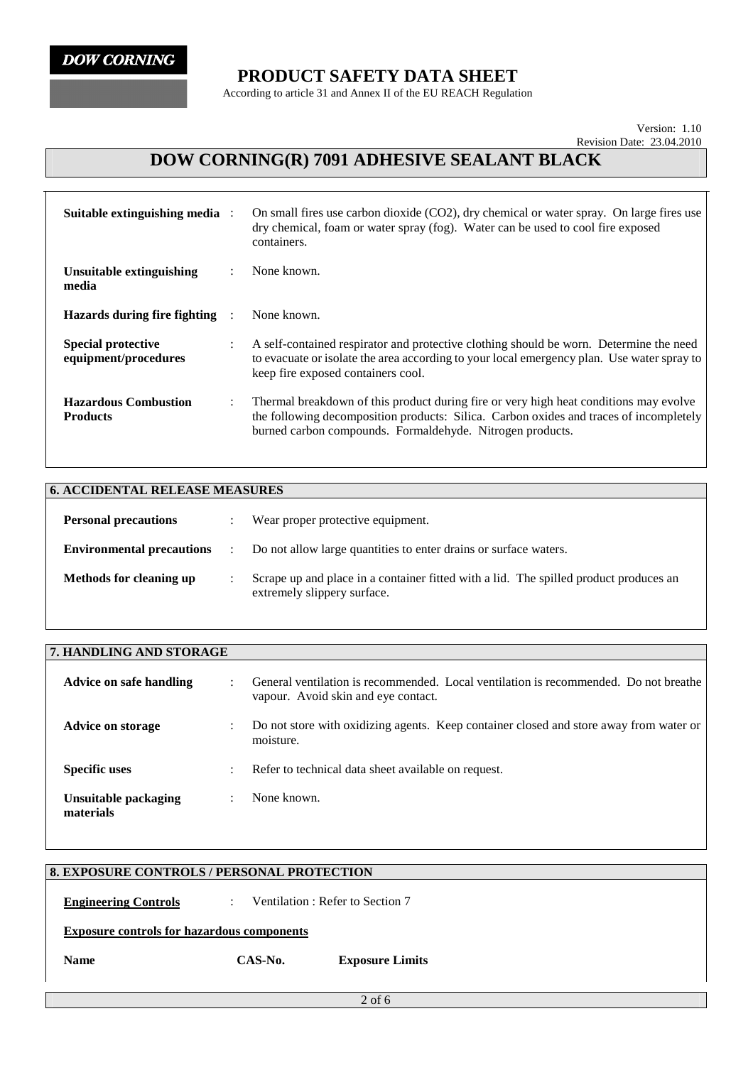| | | |
|---|---|---|
| **Suitable extinguishing media** | : | On small fires use carbon dioxide ($CO_2$), dry chemical or water spray. On large fires use dry chemical, foam or water spray (fog). Water can be used to cool fire exposed containers. |
| **Unsuitable extinguishing media** | : | None known. |
| **Hazards during fire fighting** | : | None known. |
| **Special protective equipment/procedures** | : | A self-contained respirator and protective clothing should be worn. Determine the need to evacuate or isolate the area according to your local emergency plan. Use water spray to keep fire exposed containers cool. |
| **Hazardous Combustion Products** | : | Thermal breakdown of this product during fire or very high heat conditions may evolve the following decomposition products: Silica. Carbon oxides and traces of incompletely burned carbon compounds. Formaldehyde. Nitrogen products. |

## 6. ACCIDENTAL RELEASE MEASURES

| | | |
|---|---|---|
| **Personal precautions** | : | Wear proper protective equipment. |
| **Environmental precautions** | : | Do not allow large quantities to enter drains or surface waters. |
| **Methods for cleaning up** | : | Scrape up and place in a container fitted with a lid. The spilled product produces an extremely slippery surface. |

## 7. HANDLING AND STORAGE

| | | |
|---|---|---|
| **Advice on safe handling** | : | General ventilation is recommended. Local ventilation is recommended. Do not breathe vapour. Avoid skin and eye contact. |
| **Advice on storage** | : | Do not store with oxidizing agents. Keep container closed and store away from water or moisture. |
| **Specific uses** | : | Refer to technical data sheet available on request. |
| **Unsuitable packaging materials** | : | None known. |

## 8. EXPOSURE CONTROLS / PERSONAL PROTECTION

**Engineering Controls** : Ventilation : Refer to Section 7

**Exposure controls for hazardous components**

| Name | CAS-No. | Exposure Limits |
|---|---|---|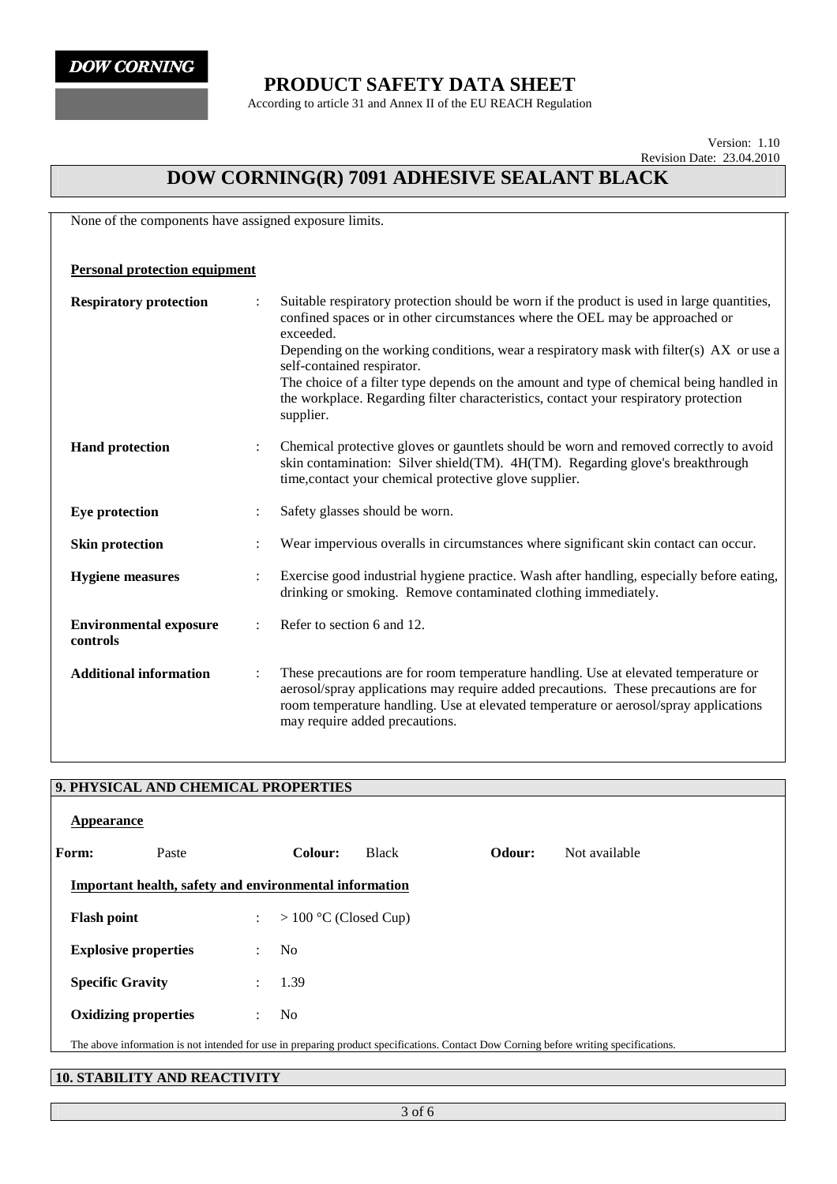None of the components have assigned exposure limits.

**Personal protection equipment**

| | | |
|---|---|---|
| **Respiratory protection** | : | Suitable respiratory protection should be worn if the product is used in large quantities, confined spaces or in other circumstances where the OEL may be approached or exceeded. Depending on the working conditions, wear a respiratory mask with filter(s) AX or use a self-contained respirator. The choice of a filter type depends on the amount and type of chemical being handled in the workplace. Regarding filter characteristics, contact your respiratory protection supplier. |
| **Hand protection** | : | Chemical protective gloves or gauntlets should be worn and removed correctly to avoid skin contamination: Silver shield(TM). 4H(TM). Regarding glove's breakthrough time,contact your chemical protective glove supplier. |
| **Eye protection** | : | Safety glasses should be worn. |
| **Skin protection** | : | Wear impervious overalls in circumstances where significant skin contact can occur. |
| **Hygiene measures** | : | Exercise good industrial hygiene practice. Wash after handling, especially before eating, drinking or smoking. Remove contaminated clothing immediately. |
| **Environmental exposure controls** | : | Refer to section 6 and 12. |
| **Additional information** | : | These precautions are for room temperature handling. Use at elevated temperature or aerosol/spray applications may require added precautions. These precautions are for room temperature handling. Use at elevated temperature or aerosol/spray applications may require added precautions. |

## 9. PHYSICAL AND CHEMICAL PROPERTIES

**Appearance**

**Form:** Paste **Colour:** Black **Odour:** Not available

**Important health, safety and environmental information**

| | | |
|---|---|---|
| **Flash point** | : | > 100 °C (Closed Cup) |
| **Explosive properties** | : | No |
| **Specific Gravity** | : | 1.39 |
| **Oxidizing properties** | : | No |

The above information is not intended for use in preparing product specifications. Contact Dow Corning before writing specifications.

## 10. STABILITY AND REACTIVITY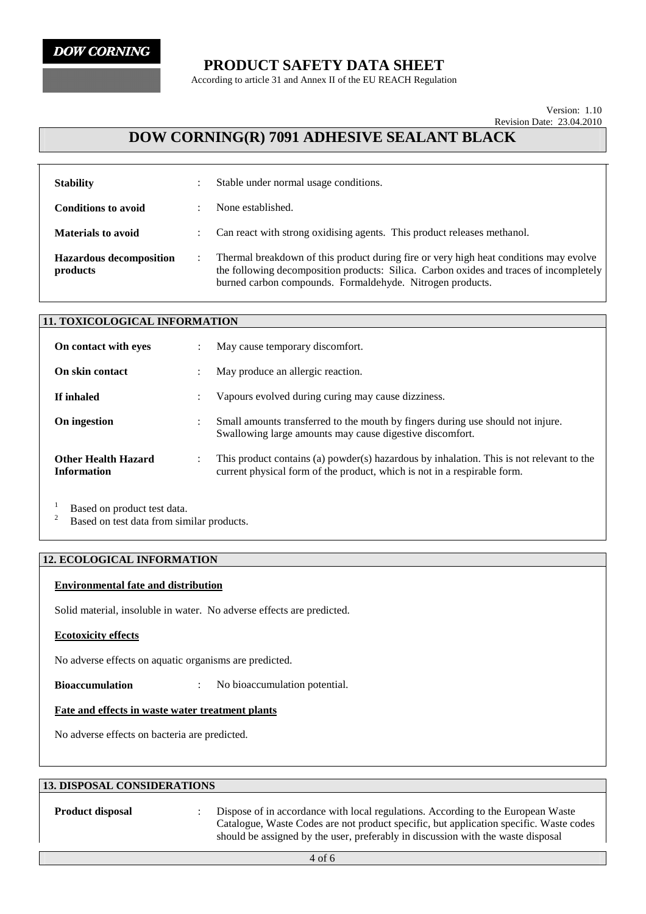| | | |
|---|---|---|
| **Stability** | : | Stable under normal usage conditions. |
| **Conditions to avoid** | : | None established. |
| **Materials to avoid** | : | Can react with strong oxidising agents. This product releases methanol. |
| **Hazardous decomposition products** | : | Thermal breakdown of this product during fire or very high heat conditions may evolve the following decomposition products: Silica. Carbon oxides and traces of incompletely burned carbon compounds. Formaldehyde. Nitrogen products. |

## 11. TOXICOLOGICAL INFORMATION

| | | |
|---|---|---|
| **On contact with eyes** | : | May cause temporary discomfort. |
| **On skin contact** | : | May produce an allergic reaction. |
| **If inhaled** | : | Vapours evolved during curing may cause dizziness. |
| **On ingestion** | : | Small amounts transferred to the mouth by fingers during use should not injure. Swallowing large amounts may cause digestive discomfort. |
| **Other Health Hazard Information** | : | This product contains (a) powder(s) hazardous by inhalation. This is not relevant to the current physical form of the product, which is not in a respirable form. |

[1] Based on product test data.
[2] Based on test data from similar products.

## 12. ECOLOGICAL INFORMATION

**Environmental fate and distribution**

Solid material, insoluble in water. No adverse effects are predicted.

**Ecotoxicity effects**

No adverse effects on aquatic organisms are predicted.

**Bioaccumulation** : No bioaccumulation potential.

**Fate and effects in waste water treatment plants**

No adverse effects on bacteria are predicted.

## 13. DISPOSAL CONSIDERATIONS

**Product disposal** : Dispose of in accordance with local regulations. According to the European Waste Catalogue, Waste Codes are not product specific, but application specific. Waste codes should be assigned by the user, preferably in discussion with the waste disposal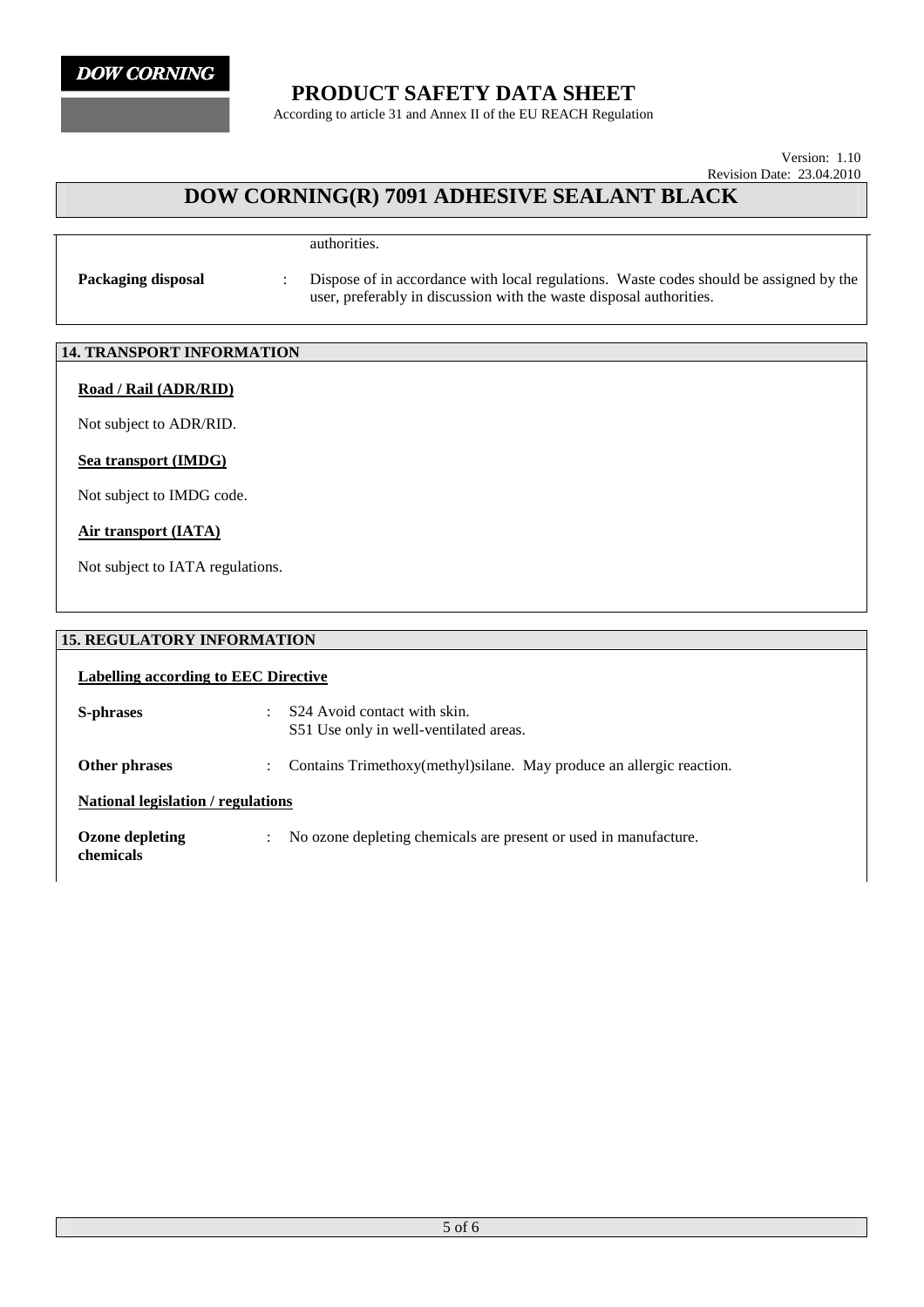authorities.

**Packaging disposal** : Dispose of in accordance with local regulations. Waste codes should be assigned by the user, preferably in discussion with the waste disposal authorities.

## 14. TRANSPORT INFORMATION

**Road / Rail (ADR/RID)**

Not subject to ADR/RID.

**Sea transport (IMDG)**

Not subject to IMDG code.

**Air transport (IATA)**

Not subject to IATA regulations.

## 15. REGULATORY INFORMATION

**Labelling according to EEC Directive**

**S-phrases** : S24 Avoid contact with skin.
S51 Use only in well-ventilated areas.

**Other phrases** : Contains Trimethoxy(methyl)silane. May produce an allergic reaction.

**National legislation / regulations**

**Ozone depleting chemicals** : No ozone depleting chemicals are present or used in manufacture.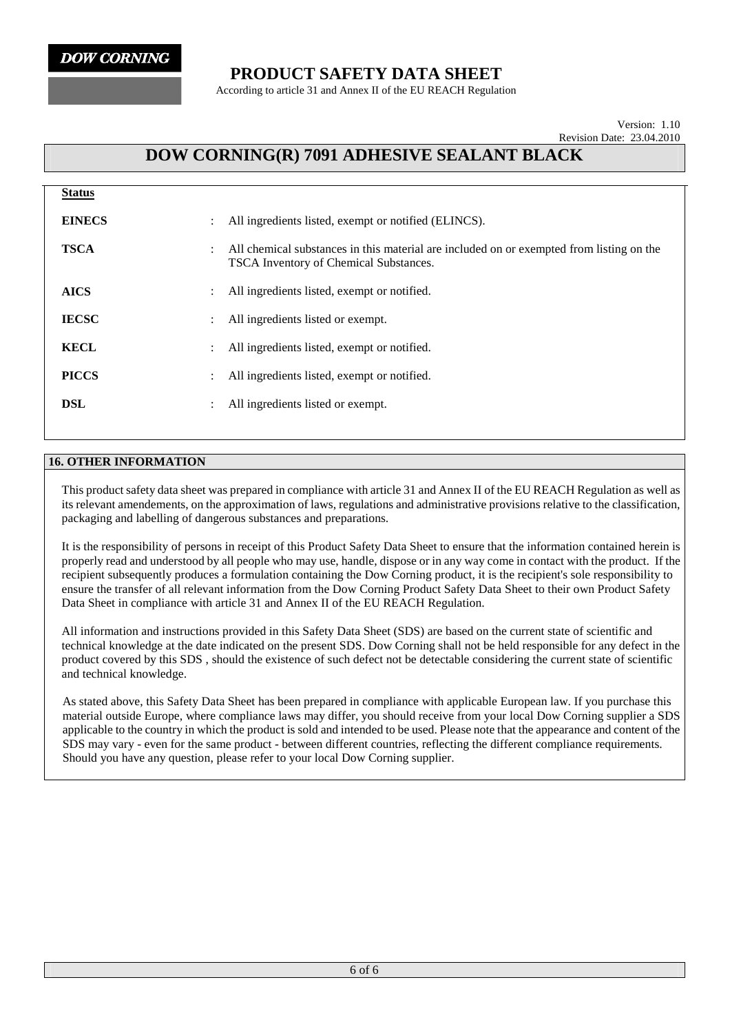**Status**

| | | |
|---|---|---|
| **EINECS** | : | All ingredients listed, exempt or notified (ELINCS). |
| **TSCA** | : | All chemical substances in this material are included on or exempted from listing on the TSCA Inventory of Chemical Substances. |
| **AICS** | : | All ingredients listed, exempt or notified. |
| **IECSC** | : | All ingredients listed or exempt. |
| **KECL** | : | All ingredients listed, exempt or notified. |
| **PICCS** | : | All ingredients listed, exempt or notified. |
| **DSL** | : | All ingredients listed or exempt. |

## 16. OTHER INFORMATION

This product safety data sheet was prepared in compliance with article 31 and Annex II of the EU REACH Regulation as well as its relevant amendements, on the approximation of laws, regulations and administrative provisions relative to the classification, packaging and labelling of dangerous substances and preparations.

It is the responsibility of persons in receipt of this Product Safety Data Sheet to ensure that the information contained herein is properly read and understood by all people who may use, handle, dispose or in any way come in contact with the product. If the recipient subsequently produces a formulation containing the Dow Corning product, it is the recipient's sole responsibility to ensure the transfer of all relevant information from the Dow Corning Product Safety Data Sheet to their own Product Safety Data Sheet in compliance with article 31 and Annex II of the EU REACH Regulation.

All information and instructions provided in this Safety Data Sheet (SDS) are based on the current state of scientific and technical knowledge at the date indicated on the present SDS. Dow Corning shall not be held responsible for any defect in the product covered by this SDS , should the existence of such defect not be detectable considering the current state of scientific and technical knowledge.

As stated above, this Safety Data Sheet has been prepared in compliance with applicable European law. If you purchase this material outside Europe, where compliance laws may differ, you should receive from your local Dow Corning supplier a SDS applicable to the country in which the product is sold and intended to be used. Please note that the appearance and content of the SDS may vary - even for the same product - between different countries, reflecting the different compliance requirements. Should you have any question, please refer to your local Dow Corning supplier.